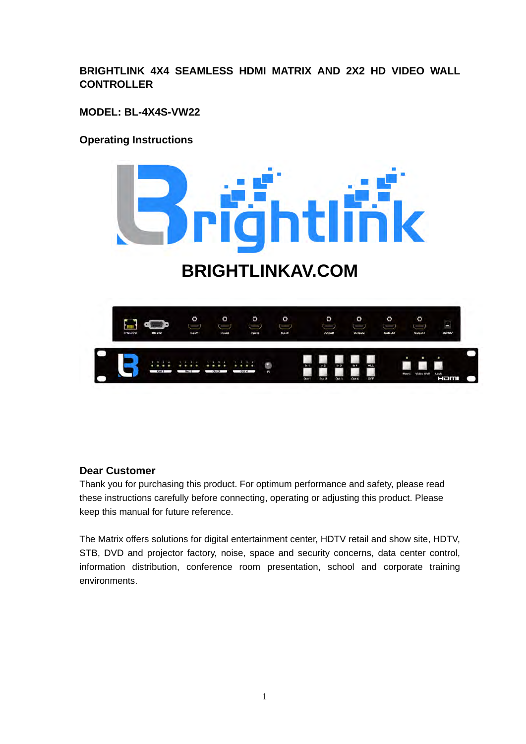# BRIGHTLINK 4X4 SEAMLESS HDMI MATRIX AND 2X2 HD VIDEO WALL CONTROLLER

**MODEL: BL-4X4S-VW22**

**Operating Instructions**

**BRIGHTLINKAV.COM**

## Dear Customer

Thank you for purchasing this product. For optimum performance and safety, please read these instructions carefully before connecting, operating or adjusting this product. Please keep this manual for future reference.

The Matrix offers solutions for digital entertainment center, HDTV retail and show site, HDTV, STB, DVD and projector factory, noise, space and security concerns, data center control, information distribution, conference room presentation, school and corporate training environments.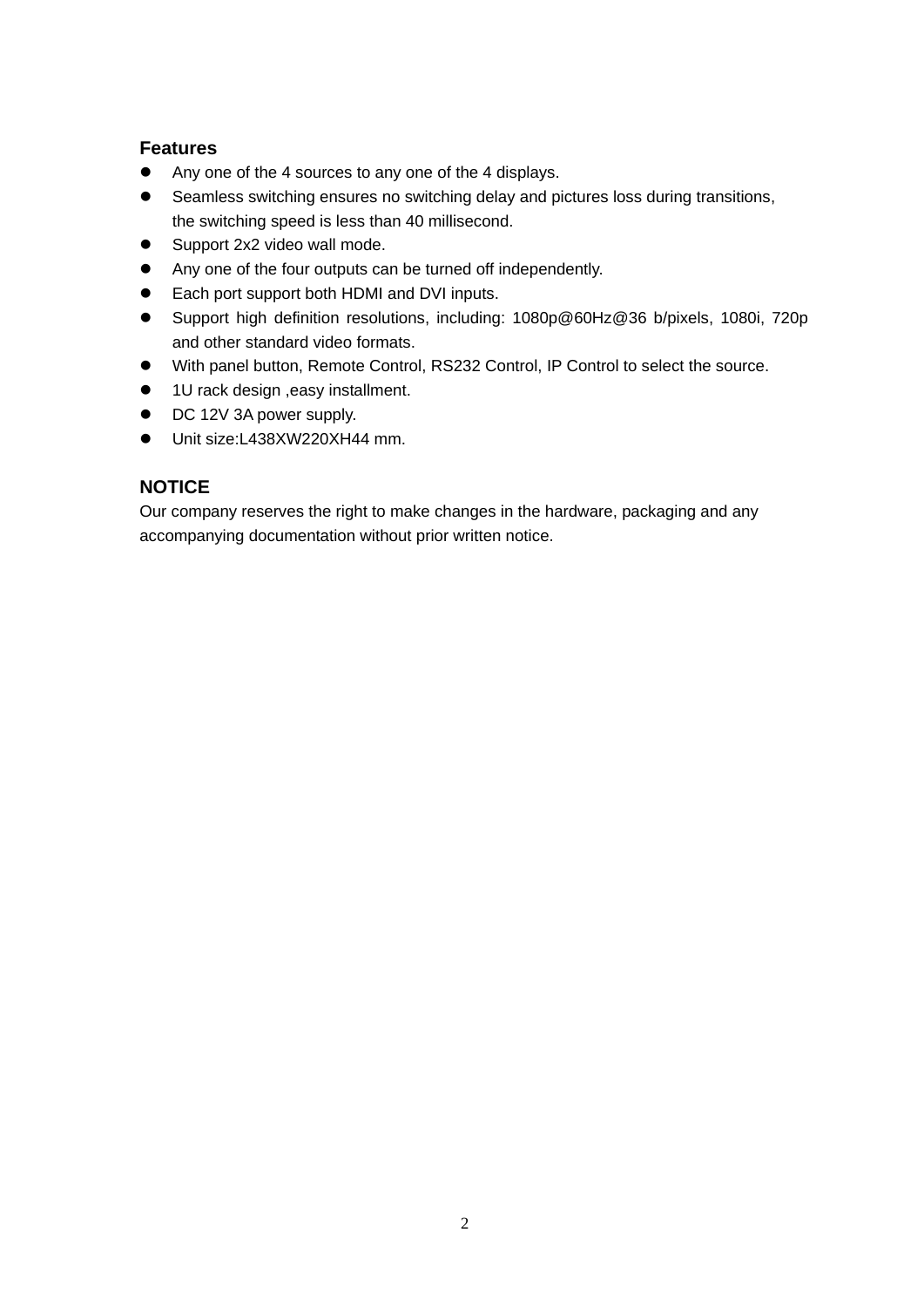## Features

- Any one of the 4 sources to any one of the 4 displays.
- Seamless switching ensures no switching delay and pictures loss during transitions, the switching speed is less than 40 millisecond.
- Support 2x2 video wall mode.
- Any one of the four outputs can be turned off independently.
- Each port support both HDMI and DVI inputs.
- Support high definition resolutions, including: 1080p@60Hz@36 b/pixels, 1080i, 720p and other standard video formats.
- With panel button, Remote Control, RS232 Control, IP Control to select the source.
- 1U rack design ,easy installment.
- DC 12V 3A power supply.
- Unit size:L438XW220XH44 mm.

## NOTICE

Our company reserves the right to make changes in the hardware, packaging and any accompanying documentation without prior written notice.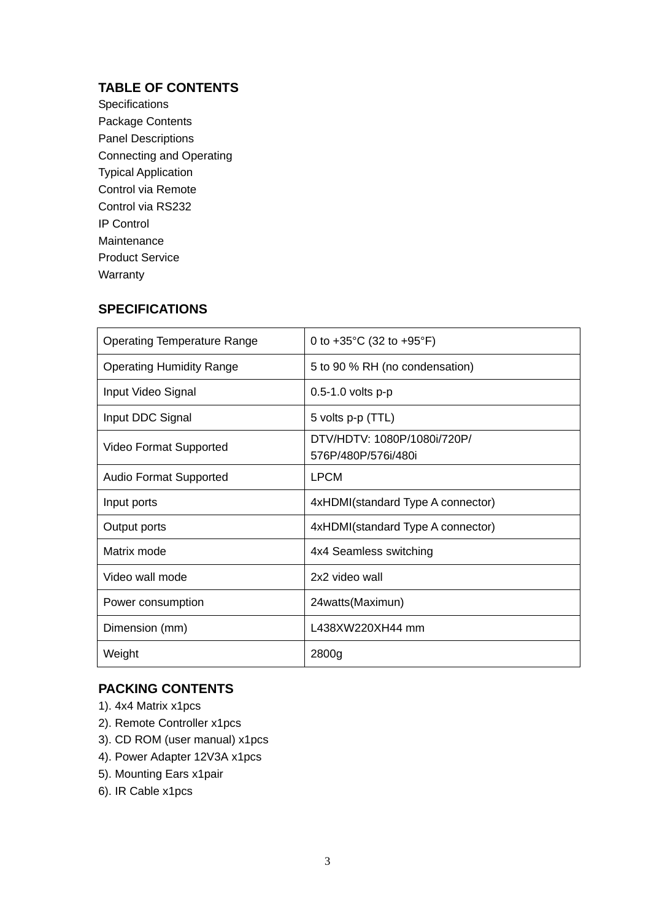## TABLE OF CONTENTS

Specifications
Package Contents
Panel Descriptions
Connecting and Operating
Typical Application
Control via Remote
Control via RS232
IP Control
Maintenance
Product Service
Warranty

## SPECIFICATIONS

| Operating Temperature Range | 0 to +35°C (32 to +95°F) |
|---|---|
| Operating Humidity Range | 5 to 90 % RH (no condensation) |
| Input Video Signal | 0.5-1.0 volts p-p |
| Input DDC Signal | 5 volts p-p (TTL) |
| Video Format Supported | DTV/HDTV: 1080P/1080i/720P/ 576P/480P/576i/480i |
| Audio Format Supported | LPCM |
| Input ports | 4xHDMI(standard Type A connector) |
| Output ports | 4xHDMI(standard Type A connector) |
| Matrix mode | 4x4 Seamless switching |
| Video wall mode | 2x2 video wall |
| Power consumption | 24watts(Maximun) |
| Dimension (mm) | L438XW220XH44 mm |
| Weight | 2800g |

## PACKING CONTENTS

1). 4x4 Matrix x1pcs
2). Remote Controller x1pcs
3). CD ROM (user manual) x1pcs
4). Power Adapter 12V3A x1pcs
5). Mounting Ears x1pair
6). IR Cable x1pcs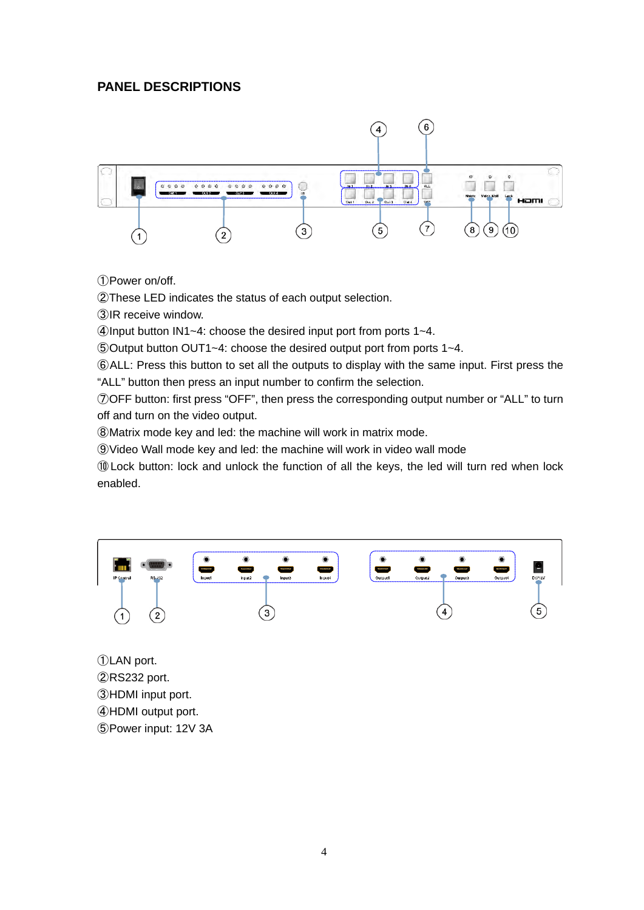## PANEL DESCRIPTIONS

①Power on/off.

②These LED indicates the status of each output selection.

③IR receive window.

④Input button IN1~4: choose the desired input port from ports 1~4.

⑤Output button OUT1~4: choose the desired output port from ports 1~4.

⑥ALL: Press this button to set all the outputs to display with the same input. First press the "ALL" button then press an input number to confirm the selection.

⑦OFF button: first press "OFF", then press the corresponding output number or "ALL" to turn off and turn on the video output.

⑧Matrix mode key and led: the machine will work in matrix mode.

⑨Video Wall mode key and led: the machine will work in video wall mode

⑩Lock button: lock and unlock the function of all the keys, the led will turn red when lock enabled.

①LAN port.

②RS232 port.

③HDMI input port.

④HDMI output port.

⑤Power input: 12V 3A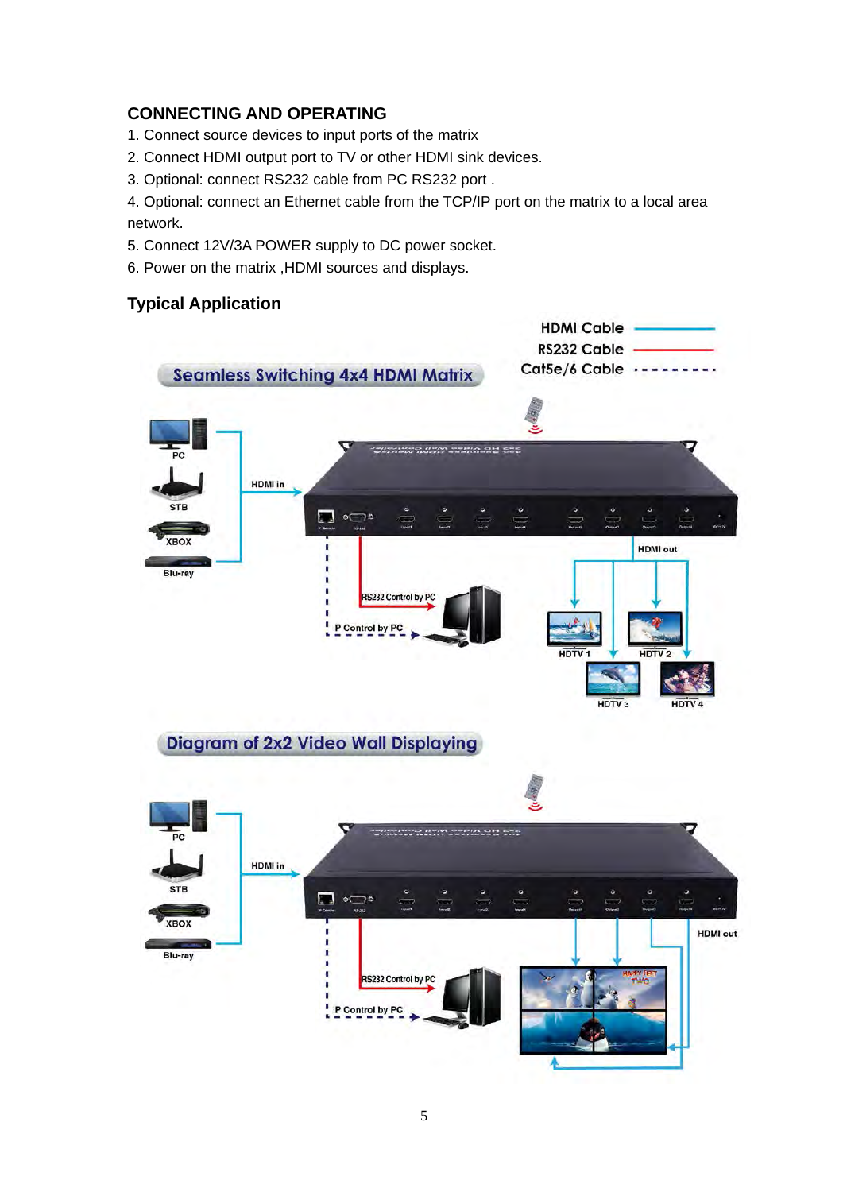## CONNECTING AND OPERATING

1. Connect source devices to input ports of the matrix
2. Connect HDMI output port to TV or other HDMI sink devices.
3. Optional: connect RS232 cable from PC RS232 port .
4. Optional: connect an Ethernet cable from the TCP/IP port on the matrix to a local area network.
5. Connect 12V/3A POWER supply to DC power socket.
6. Power on the matrix ,HDMI sources and displays.

### Typical Application

Seamless Switching 4x4 HDMI Matrix

Diagram of 2x2 Video Wall Displaying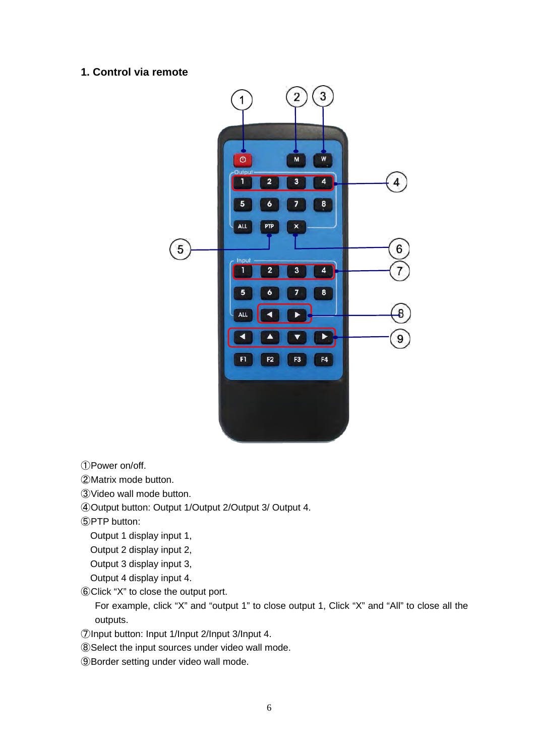## 1. Control via remote

①Power on/off.

②Matrix mode button.

③Video wall mode button.

④Output button: Output 1/Output 2/Output 3/ Output 4.

⑤PTP button:

Output 1 display input 1,
Output 2 display input 2,
Output 3 display input 3,
Output 4 display input 4.

⑥Click “X” to close the output port.

For example, click “X” and “output 1” to close output 1, Click “X” and “All” to close all the outputs.

⑦Input button: Input 1/Input 2/Input 3/Input 4.

⑧Select the input sources under video wall mode.

⑨Border setting under video wall mode.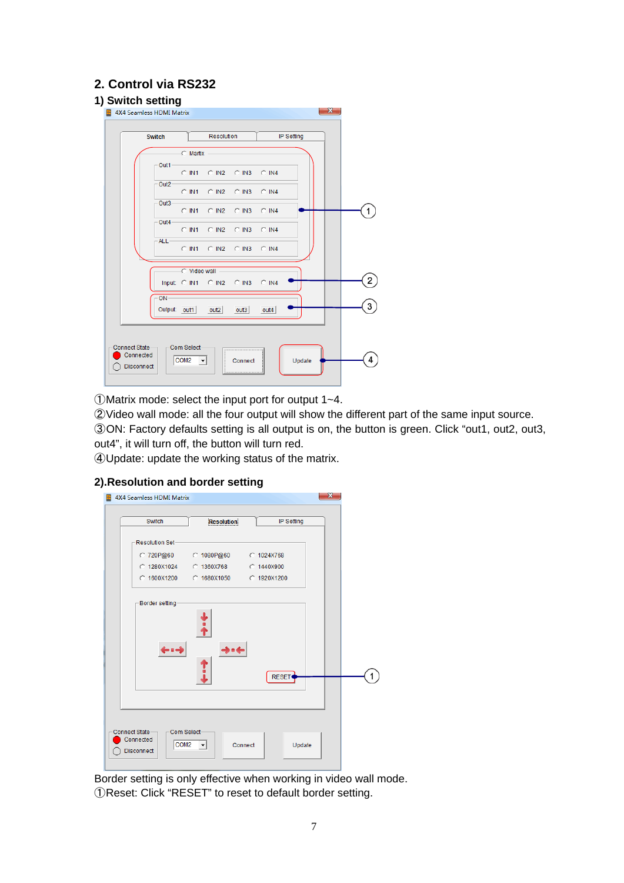## 2. Control via RS232

### 1) Switch setting

①Matrix mode: select the input port for output 1~4.

②Video wall mode: all the four output will show the different part of the same input source.

③ON: Factory defaults setting is all output is on, the button is green. Click “out1, out2, out3, out4”, it will turn off, the button will turn red.

④Update: update the working status of the matrix.

### 2).Resolution and border setting

Border setting is only effective when working in video wall mode.

①Reset: Click “RESET” to reset to default border setting.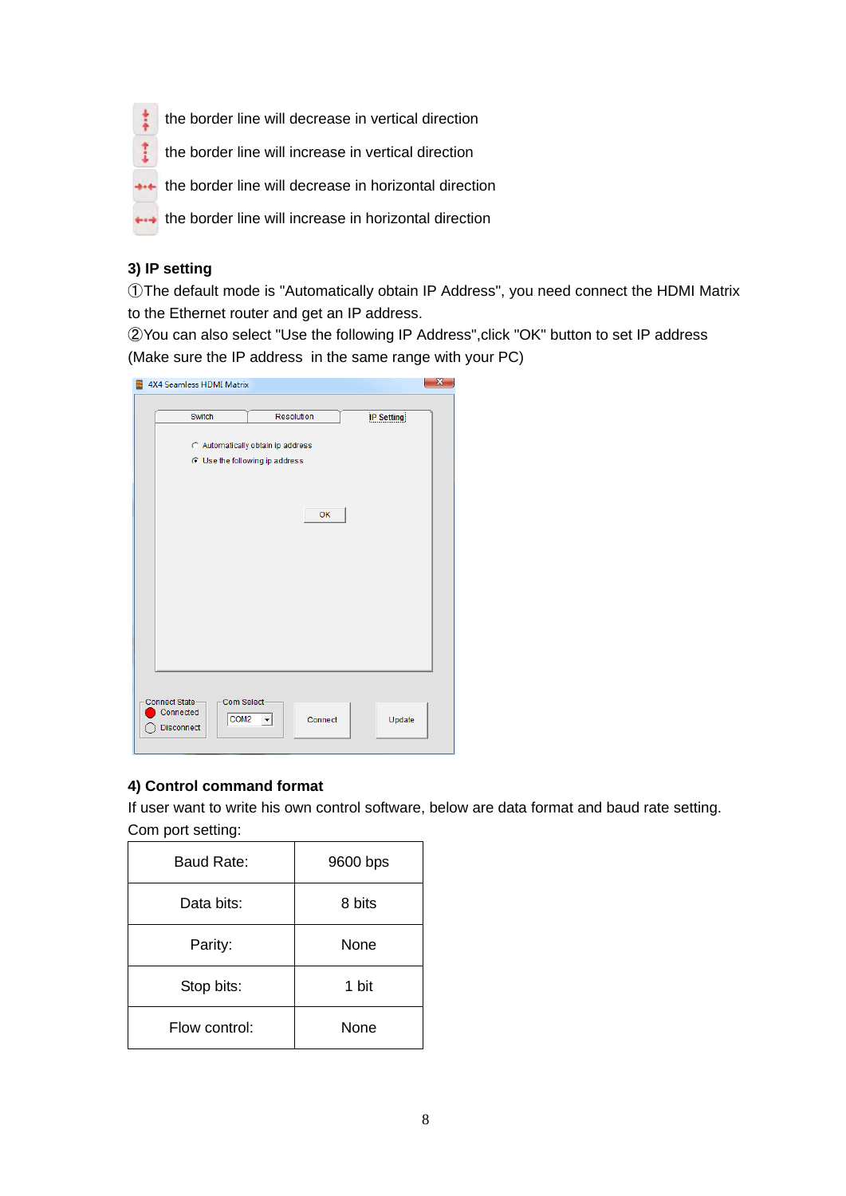the border line will decrease in vertical direction

the border line will increase in vertical direction

the border line will decrease in horizontal direction

the border line will increase in horizontal direction

**3) IP setting**

①The default mode is "Automatically obtain IP Address", you need connect the HDMI Matrix to the Ethernet router and get an IP address.

②You can also select "Use the following IP Address",click "OK" button to set IP address (Make sure the IP address in the same range with your PC)

**4) Control command format**

If user want to write his own control software, below are data format and baud rate setting.

Com port setting:

| Baud Rate: | 9600 bps |
|---|---|
| Data bits: | 8 bits |
| Parity: | None |
| Stop bits: | 1 bit |
| Flow control: | None |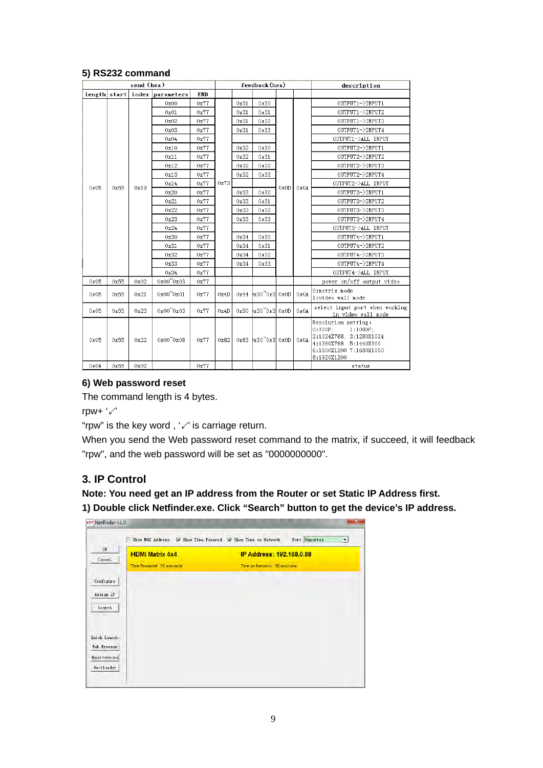### 5) RS232 command

| send (hex) | | | | | feedback(hex) | | | | | description |
|---|---|---|---|---|---|---|---|---|---|---|
| length | start | index | parameters | END | | | | | | |
| 0x05 | 0x55 | 0x19 | 0x00 | 0x77 | 0x73 | 0x31 | 0x30 | 0x0D | 0x0A | OUTPUT1->INPUT1 |
| | | | 0x01 | 0x77 | | 0x31 | 0x31 | | | OUTPUT1->INPUT2 |
| | | | 0x02 | 0x77 | | 0x31 | 0x32 | | | OUTPUT1->INPUT3 |
| | | | 0x03 | 0x77 | | 0x31 | 0x33 | | | OUTPUT1->INPUT4 |
| | | | 0x04 | 0x77 | | | | | | OUTPUT1->ALL INPUT |
| | | | 0x10 | 0x77 | | 0x32 | 0x30 | | | OUTPUT2->INPUT1 |
| | | | 0x11 | 0x77 | | 0x32 | 0x31 | | | OUTPUT2->INPUT2 |
| | | | 0x12 | 0x77 | | 0x32 | 0x32 | | | OUTPUT2->INPUT3 |
| | | | 0x13 | 0x77 | | 0x32 | 0x33 | | | OUTPUT2->INPUT4 |
| | | | 0x14 | 0x77 | | | | | | OUTPUT2->ALL INPUT |
| | | | 0x20 | 0x77 | | 0x33 | 0x30 | | | OUTPUT3->INPUT1 |
| | | | 0x21 | 0x77 | | 0x33 | 0x31 | | | OUTPUT3->INPUT2 |
| | | | 0x22 | 0x77 | | 0x33 | 0x32 | | | OUTPUT3->INPUT3 |
| | | | 0x23 | 0x77 | | 0x33 | 0x33 | | | OUTPUT3->INPUT4 |
| | | | 0x24 | 0x77 | | | | | | OUTPUT3->ALL INPUT |
| | | | 0x30 | 0x77 | | 0x34 | 0x30 | | | OUTPUT4->INPUT1 |
| | | | 0x31 | 0x77 | | 0x34 | 0x31 | | | OUTPUT4->INPUT2 |
| | | | 0x32 | 0x77 | | 0x34 | 0x32 | | | OUTPUT4->INPUT3 |
| | | | 0x33 | 0x77 | | 0x34 | 0x33 | | | OUTPUT4->INPUT4 |
| | | | 0x34 | 0x77 | | | | | | OUTPUT4->ALL INPUT |
| 0x05 | 0x55 | 0x02 | 0x00~0x03 | 0x77 | | | | | | power on/off output video |
| 0x05 | 0x55 | 0x21 | 0x00~0x01 | 0x77 | 0x4D | 0x44 | 0x30~0x31 | 0x0D | 0x0A | 0:matrix mode<br>1:video wall mode |
| 0x05 | 0x55 | 0x23 | 0x00~0x03 | 0x77 | 0x4D | 0x50 | 0x30~0x33 | 0x0D | 0x0A | select input port when working in video wall mode |
| 0x05 | 0x55 | 0x22 | 0x00~0x08 | 0x77 | 0x82 | 0x83 | 0x30~0x38 | 0x0D | 0x0A | Resolution setting:<br>0:720P; 1:1080P;<br>2:1024X768; 3:1280X1024<br>4:1360X768 5:1440X900<br>6:1600X1200 7:1680X1050<br>8:1920X1200 |
| 0x04 | 0x55 | 0x02 | | 0x77 | | | | | | status |

### 6) Web password reset

The command length is 4 bytes.

rpw+ '↙'

"rpw" is the key word , '↙' is carriage return.

When you send the Web password reset command to the matrix, if succeed, it will feedback "rpw", and the web password will be set as "0000000000".

## 3. IP Control

**Note: You need get an IP address from the Router or set Static IP Address first.**

**1) Double click Netfinder.exe. Click "Search" button to get the device's IP address.**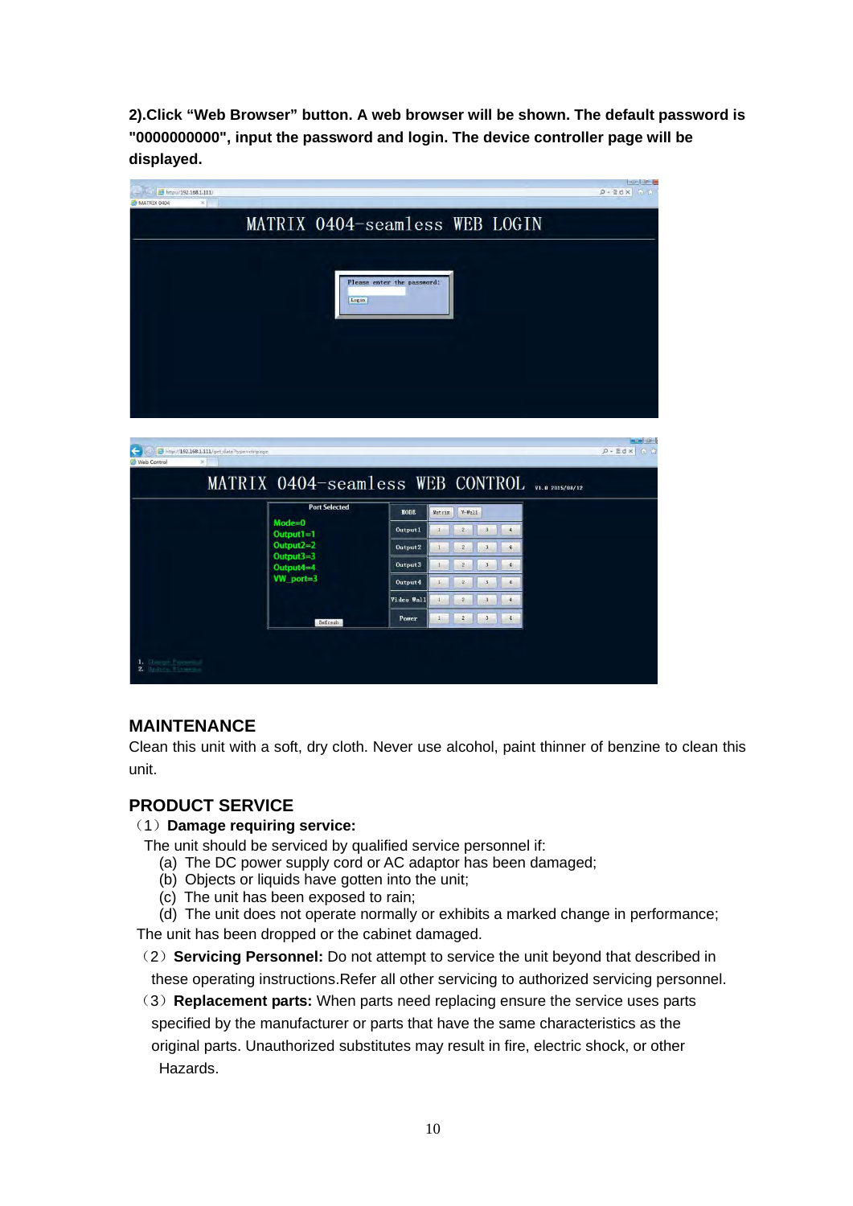**2).Click "Web Browser" button. A web browser will be shown. The default password is "0000000000", input the password and login. The device controller page will be displayed.**

## MAINTENANCE

Clean this unit with a soft, dry cloth. Never use alcohol, paint thinner of benzine to clean this unit.

## PRODUCT SERVICE

（1）**Damage requiring service:**

The unit should be serviced by qualified service personnel if:

(a) The DC power supply cord or AC adaptor has been damaged;
(b) Objects or liquids have gotten into the unit;
(c) The unit has been exposed to rain;
(d) The unit does not operate normally or exhibits a marked change in performance;

The unit has been dropped or the cabinet damaged.

（2）**Servicing Personnel:** Do not attempt to service the unit beyond that described in these operating instructions.Refer all other servicing to authorized servicing personnel.

（3）**Replacement parts:** When parts need replacing ensure the service uses parts specified by the manufacturer or parts that have the same characteristics as the original parts. Unauthorized substitutes may result in fire, electric shock, or other Hazards.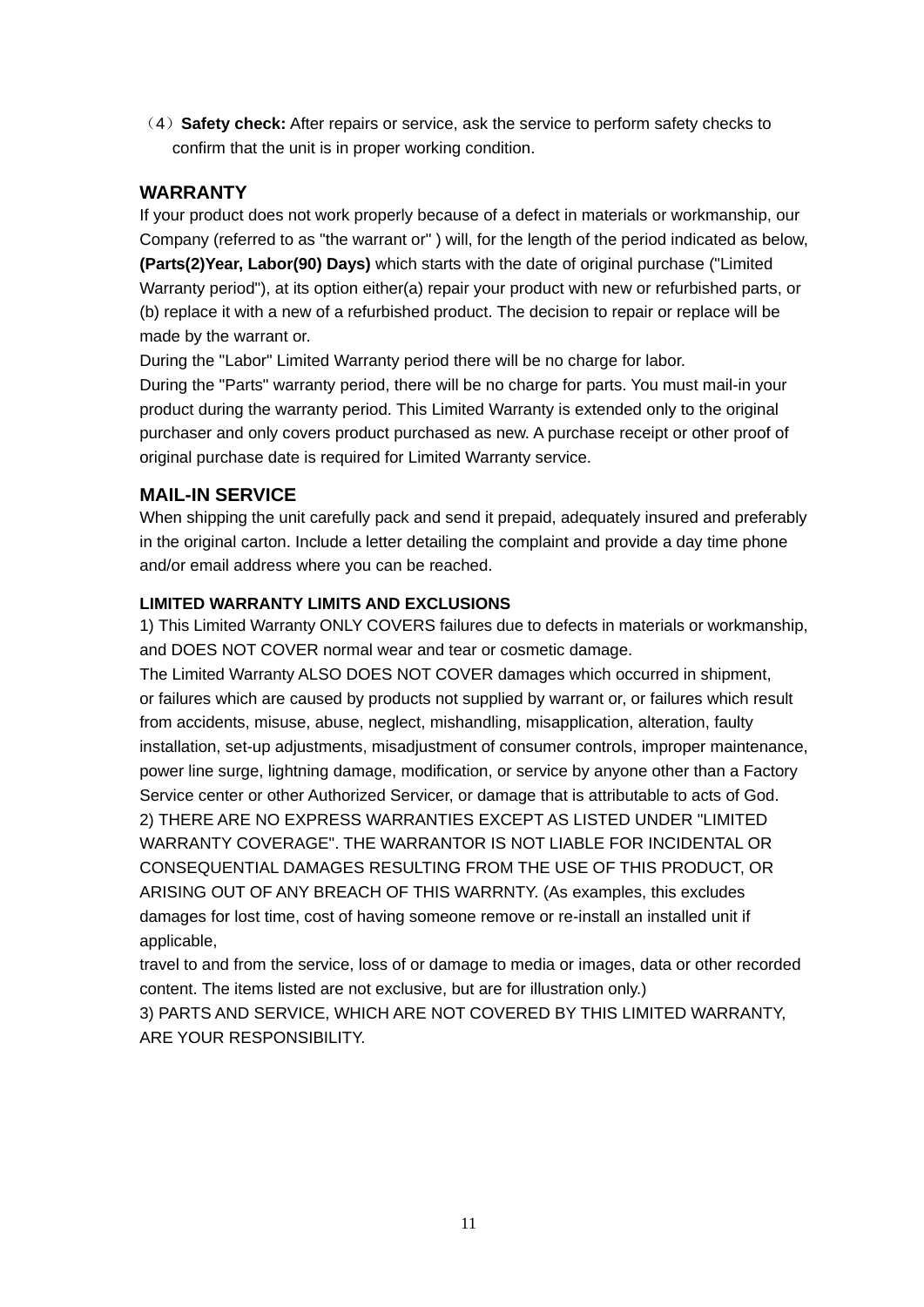（4）**Safety check:** After repairs or service, ask the service to perform safety checks to confirm that the unit is in proper working condition.

## WARRANTY

If your product does not work properly because of a defect in materials or workmanship, our Company (referred to as "the warrant or" ) will, for the length of the period indicated as below, **(Parts(2)Year, Labor(90) Days)** which starts with the date of original purchase ("Limited Warranty period"), at its option either(a) repair your product with new or refurbished parts, or (b) replace it with a new of a refurbished product. The decision to repair or replace will be made by the warrant or.

During the "Labor" Limited Warranty period there will be no charge for labor.

During the "Parts" warranty period, there will be no charge for parts. You must mail-in your product during the warranty period. This Limited Warranty is extended only to the original purchaser and only covers product purchased as new. A purchase receipt or other proof of original purchase date is required for Limited Warranty service.

## MAIL-IN SERVICE

When shipping the unit carefully pack and send it prepaid, adequately insured and preferably in the original carton. Include a letter detailing the complaint and provide a day time phone and/or email address where you can be reached.

### LIMITED WARRANTY LIMITS AND EXCLUSIONS

1) This Limited Warranty ONLY COVERS failures due to defects in materials or workmanship, and DOES NOT COVER normal wear and tear or cosmetic damage.

The Limited Warranty ALSO DOES NOT COVER damages which occurred in shipment, or failures which are caused by products not supplied by warrant or, or failures which result from accidents, misuse, abuse, neglect, mishandling, misapplication, alteration, faulty installation, set-up adjustments, misadjustment of consumer controls, improper maintenance, power line surge, lightning damage, modification, or service by anyone other than a Factory Service center or other Authorized Servicer, or damage that is attributable to acts of God.

2) THERE ARE NO EXPRESS WARRANTIES EXCEPT AS LISTED UNDER "LIMITED WARRANTY COVERAGE". THE WARRANTOR IS NOT LIABLE FOR INCIDENTAL OR CONSEQUENTIAL DAMAGES RESULTING FROM THE USE OF THIS PRODUCT, OR ARISING OUT OF ANY BREACH OF THIS WARRNTY. (As examples, this excludes damages for lost time, cost of having someone remove or re-install an installed unit if applicable,

travel to and from the service, loss of or damage to media or images, data or other recorded content. The items listed are not exclusive, but are for illustration only.)

3) PARTS AND SERVICE, WHICH ARE NOT COVERED BY THIS LIMITED WARRANTY, ARE YOUR RESPONSIBILITY.